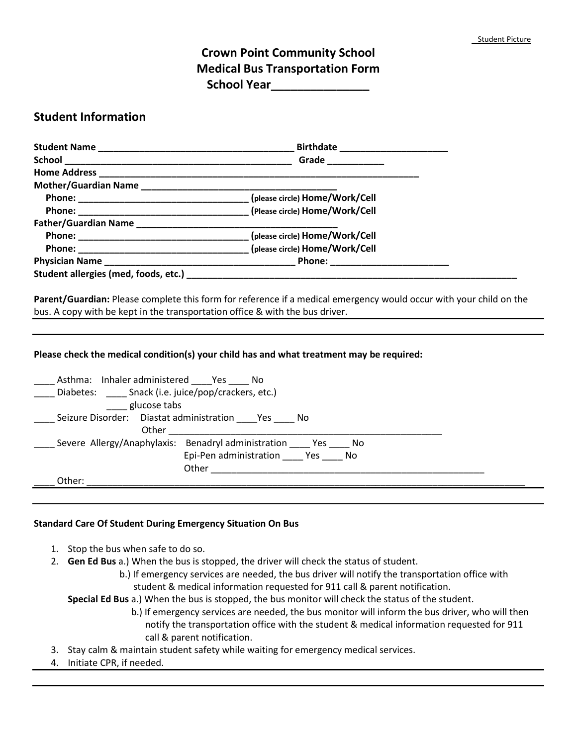Student Picture

# Crown Point Community School
# Medical Bus Transportation Form
# School Year_______________

## Student Information

**Student Name** _____________________________________ **Birthdate** ____________________
**School** ___________________________________________ **Grade** __________
**Home Address** _______________________________________________________________
**Mother/Guardian Name** ______________________________________
**Phone:** ________________________________ (please circle) **Home/Work/Cell**
**Phone:** ________________________________ (Please circle) **Home/Work/Cell**
**Father/Guardian Name** _______________________________________
**Phone:** ________________________________ (please circle) **Home/Work/Cell**
**Phone:** ________________________________ (please circle) **Home/Work/Cell**
**Physician Name** _____________________________________ **Phone:** ______________________
**Student allergies (med, foods, etc.)** _________________________________________________________________

**Parent/Guardian:** Please complete this form for reference if a medical emergency would occur with your child on the bus. A copy with be kept in the transportation office & with the bus driver.

---

**Please check the medical condition(s) your child has and what treatment may be required:**

____ Asthma: Inhaler administered ____Yes ____ No
____ Diabetes: ____ Snack (i.e. juice/pop/crackers, etc.)
____ glucose tabs
____ Seizure Disorder: Diastat administration ____Yes ____ No
Other ______________________________________________________
____ Severe Allergy/Anaphylaxis: Benadryl administration ____ Yes ____ No
Epi-Pen administration ____ Yes ____ No
Other ______________________________________________________
____ Other: ___________________________________________________________________________________

---

**Standard Care Of Student During Emergency Situation On Bus**

1. Stop the bus when safe to do so.
2. **Gen Ed Bus** a.) When the bus is stopped, the driver will check the status of student.
   b.) If emergency services are needed, the bus driver will notify the transportation office with student & medical information requested for 911 call & parent notification.
   **Special Ed Bus** a.) When the bus is stopped, the bus monitor will check the status of the student.
   b.) If emergency services are needed, the bus monitor will inform the bus driver, who will then notify the transportation office with the student & medical information requested for 911 call & parent notification.
3. Stay calm & maintain student safety while waiting for emergency medical services.
4. Initiate CPR, if needed.

---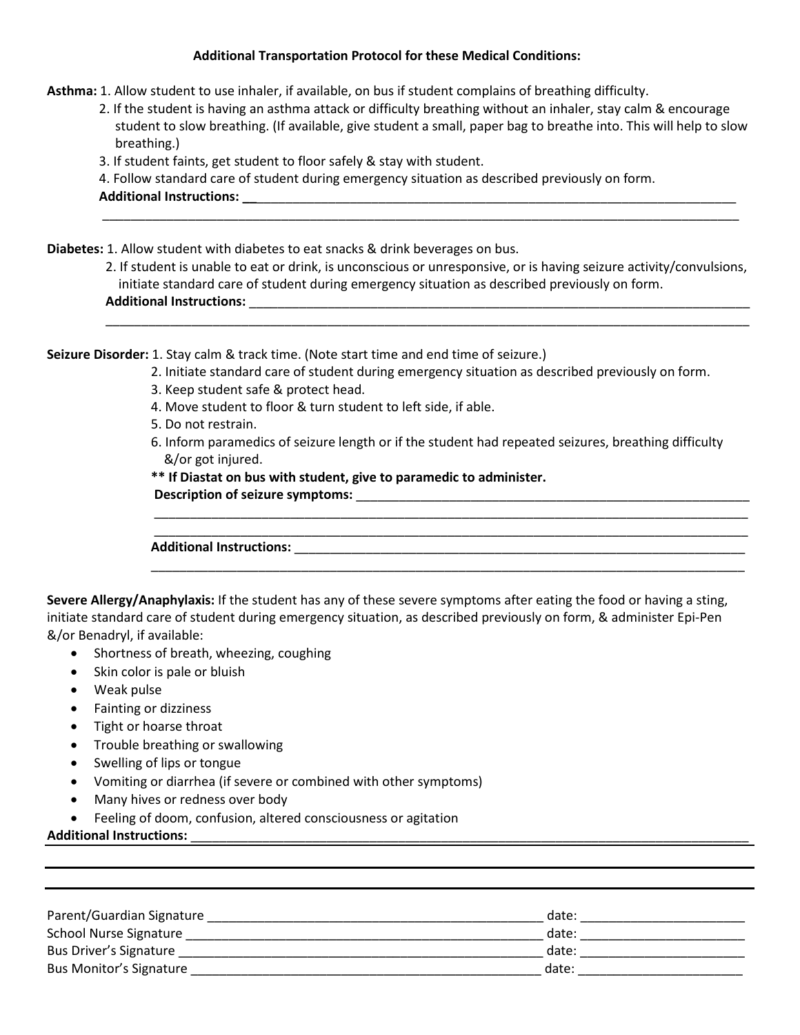**Additional Transportation Protocol for these Medical Conditions:**

**Asthma:**

1. Allow student to use inhaler, if available, on bus if student complains of breathing difficulty.
2. If the student is having an asthma attack or difficulty breathing without an inhaler, stay calm & encourage student to slow breathing. (If available, give student a small, paper bag to breathe into. This will help to slow breathing.)
3. If student faints, get student to floor safely & stay with student.
4. Follow standard care of student during emergency situation as described previously on form.

**Additional Instructions:** ______________________________________________________________________

______________________________________________________________________

**Diabetes:**

1. Allow student with diabetes to eat snacks & drink beverages on bus.
2. If student is unable to eat or drink, is unconscious or unresponsive, or is having seizure activity/convulsions, initiate standard care of student during emergency situation as described previously on form.

**Additional Instructions:** ______________________________________________________________________

______________________________________________________________________

**Seizure Disorder:**

1. Stay calm & track time. (Note start time and end time of seizure.)
2. Initiate standard care of student during emergency situation as described previously on form.
3. Keep student safe & protect head.
4. Move student to floor & turn student to left side, if able.
5. Do not restrain.
6. Inform paramedics of seizure length or if the student had repeated seizures, breathing difficulty &/or got injured.

**** If Diastat on bus with student, give to paramedic to administer.**

**Description of seizure symptoms:** ______________________________________________________________________

______________________________________________________________________

______________________________________________________________________

**Additional Instructions:** ______________________________________________________________________

______________________________________________________________________

**Severe Allergy/Anaphylaxis:** If the student has any of these severe symptoms after eating the food or having a sting, initiate standard care of student during emergency situation, as described previously on form, & administer Epi-Pen &/or Benadryl, if available:

- Shortness of breath, wheezing, coughing
- Skin color is pale or bluish
- Weak pulse
- Fainting or dizziness
- Tight or hoarse throat
- Trouble breathing or swallowing
- Swelling of lips or tongue
- Vomiting or diarrhea (if severe or combined with other symptoms)
- Many hives or redness over body
- Feeling of doom, confusion, altered consciousness or agitation

**Additional Instructions:** ______________________________________________________________________

______________________________________________________________________

______________________________________________________________________

Parent/Guardian Signature ______________________________ date: ________________

School Nurse Signature ______________________________ date: ________________

Bus Driver's Signature ______________________________ date: ________________

Bus Monitor's Signature ______________________________ date: ________________